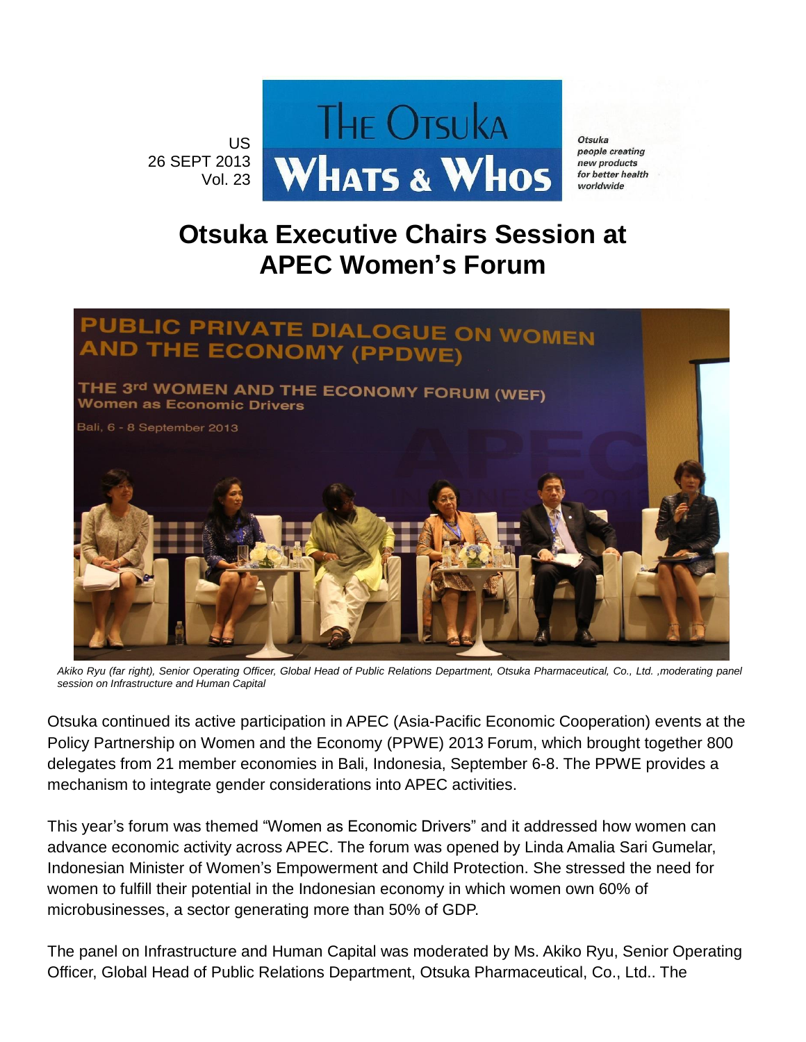US
26 SEPT 2013
Vol. 23

# The Otsuka Whats & Whos

*Otsuka people creating new products for better health worldwide*

# Otsuka Executive Chairs Session at APEC Women's Forum

*Akiko Ryu (far right), Senior Operating Officer, Global Head of Public Relations Department, Otsuka Pharmaceutical, Co., Ltd. ,moderating panel session on Infrastructure and Human Capital*

Otsuka continued its active participation in APEC (Asia-Pacific Economic Cooperation) events at the Policy Partnership on Women and the Economy (PPWE) 2013 Forum, which brought together 800 delegates from 21 member economies in Bali, Indonesia, September 6-8. The PPWE provides a mechanism to integrate gender considerations into APEC activities.

This year's forum was themed "Women as Economic Drivers" and it addressed how women can advance economic activity across APEC. The forum was opened by Linda Amalia Sari Gumelar, Indonesian Minister of Women's Empowerment and Child Protection. She stressed the need for women to fulfill their potential in the Indonesian economy in which women own 60% of microbusinesses, a sector generating more than 50% of GDP.

The panel on Infrastructure and Human Capital was moderated by Ms. Akiko Ryu, Senior Operating Officer, Global Head of Public Relations Department, Otsuka Pharmaceutical, Co., Ltd.. The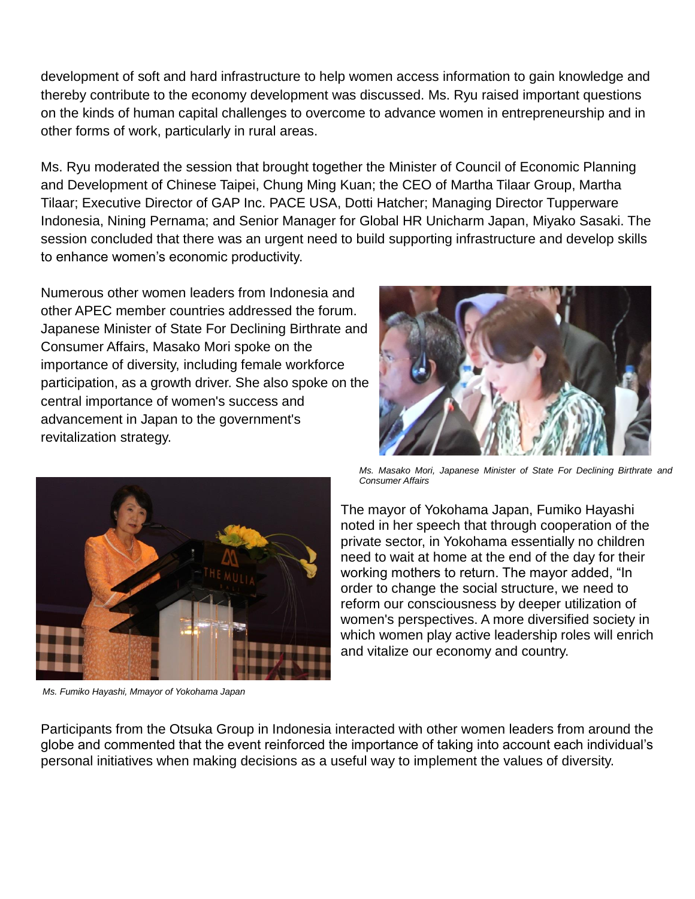development of soft and hard infrastructure to help women access information to gain knowledge and thereby contribute to the economy development was discussed. Ms. Ryu raised important questions on the kinds of human capital challenges to overcome to advance women in entrepreneurship and in other forms of work, particularly in rural areas.

Ms. Ryu moderated the session that brought together the Minister of Council of Economic Planning and Development of Chinese Taipei, Chung Ming Kuan; the CEO of Martha Tilaar Group, Martha Tilaar; Executive Director of GAP Inc. PACE USA, Dotti Hatcher; Managing Director Tupperware Indonesia, Nining Pernama; and Senior Manager for Global HR Unicharm Japan, Miyako Sasaki. The session concluded that there was an urgent need to build supporting infrastructure and develop skills to enhance women's economic productivity.

Numerous other women leaders from Indonesia and other APEC member countries addressed the forum. Japanese Minister of State For Declining Birthrate and Consumer Affairs, Masako Mori spoke on the importance of diversity, including female workforce participation, as a growth driver. She also spoke on the central importance of women's success and advancement in Japan to the government's revitalization strategy.

*Ms. Masako Mori, Japanese Minister of State For Declining Birthrate and Consumer Affairs*

The mayor of Yokohama Japan, Fumiko Hayashi noted in her speech that through cooperation of the private sector, in Yokohama essentially no children need to wait at home at the end of the day for their working mothers to return. The mayor added, "In order to change the social structure, we need to reform our consciousness by deeper utilization of women's perspectives. A more diversified society in which women play active leadership roles will enrich and vitalize our economy and country.

*Ms. Fumiko Hayashi, Mmayor of Yokohama Japan*

Participants from the Otsuka Group in Indonesia interacted with other women leaders from around the globe and commented that the event reinforced the importance of taking into account each individual's personal initiatives when making decisions as a useful way to implement the values of diversity.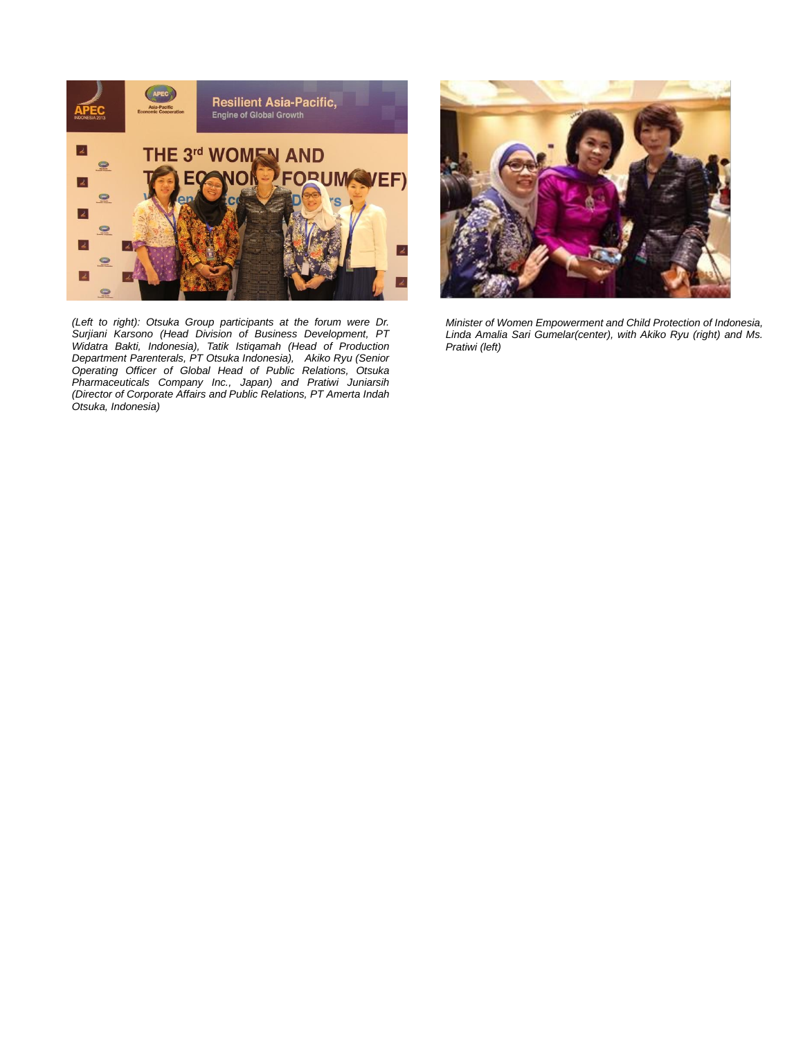*(Left to right): Otsuka Group participants at the forum were Dr. Surjiani Karsono (Head Division of Business Development, PT Widatra Bakti, Indonesia), Tatik Istiqamah (Head of Production Department Parenterals, PT Otsuka Indonesia), Akiko Ryu (Senior Operating Officer of Global Head of Public Relations, Otsuka Pharmaceuticals Company Inc., Japan) and Pratiwi Juniarsih (Director of Corporate Affairs and Public Relations, PT Amerta Indah Otsuka, Indonesia)*

*Minister of Women Empowerment and Child Protection of Indonesia, Linda Amalia Sari Gumelar(center), with Akiko Ryu (right) and Ms. Pratiwi (left)*